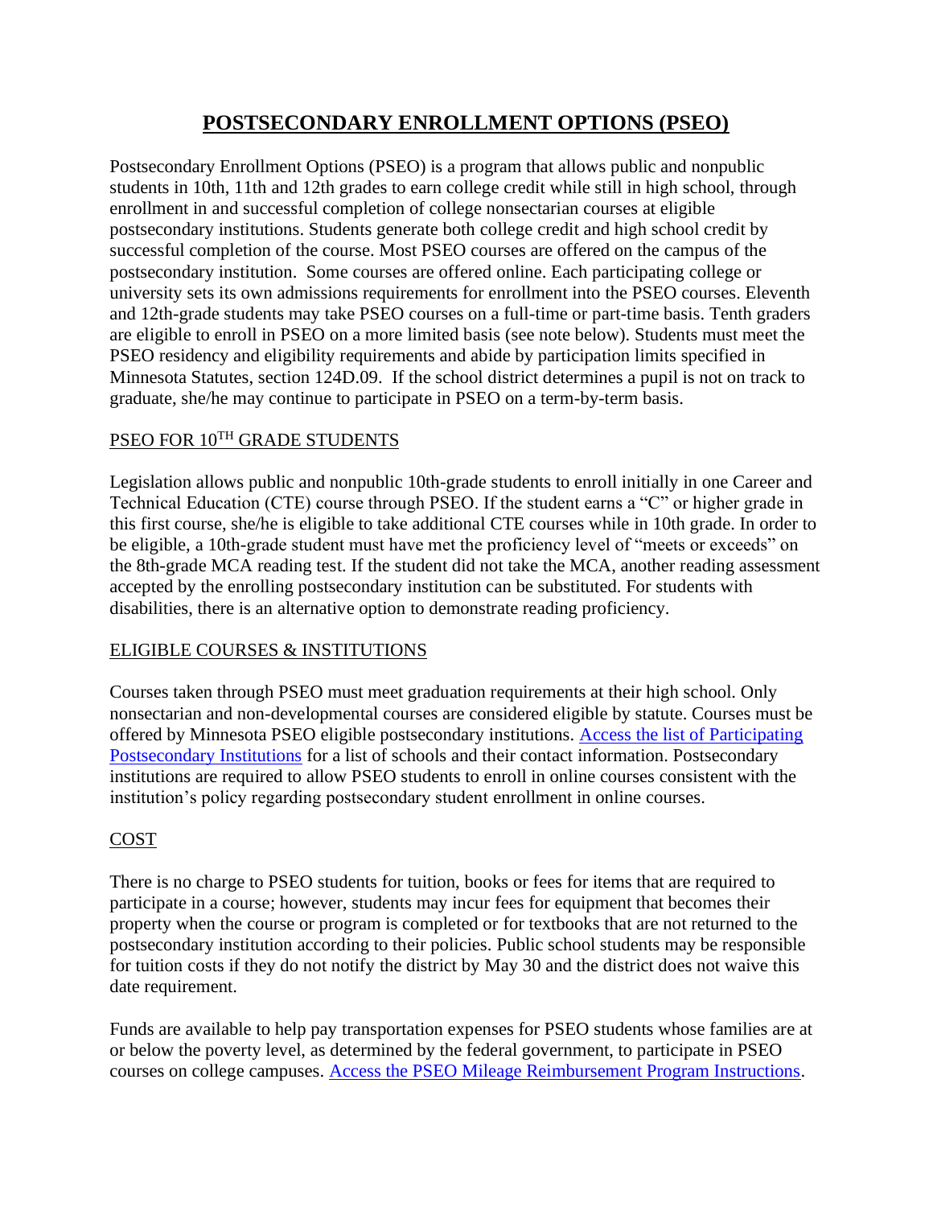# POSTSECONDARY ENROLLMENT OPTIONS (PSEO)

Postsecondary Enrollment Options (PSEO) is a program that allows public and nonpublic students in 10th, 11th and 12th grades to earn college credit while still in high school, through enrollment in and successful completion of college nonsectarian courses at eligible postsecondary institutions. Students generate both college credit and high school credit by successful completion of the course. Most PSEO courses are offered on the campus of the postsecondary institution. Some courses are offered online. Each participating college or university sets its own admissions requirements for enrollment into the PSEO courses. Eleventh and 12th-grade students may take PSEO courses on a full-time or part-time basis. Tenth graders are eligible to enroll in PSEO on a more limited basis (see note below). Students must meet the PSEO residency and eligibility requirements and abide by participation limits specified in Minnesota Statutes, section 124D.09. If the school district determines a pupil is not on track to graduate, she/he may continue to participate in PSEO on a term-by-term basis.

## PSEO FOR 10TH GRADE STUDENTS

Legislation allows public and nonpublic 10th-grade students to enroll initially in one Career and Technical Education (CTE) course through PSEO. If the student earns a "C" or higher grade in this first course, she/he is eligible to take additional CTE courses while in 10th grade. In order to be eligible, a 10th-grade student must have met the proficiency level of "meets or exceeds" on the 8th-grade MCA reading test. If the student did not take the MCA, another reading assessment accepted by the enrolling postsecondary institution can be substituted. For students with disabilities, there is an alternative option to demonstrate reading proficiency.

## ELIGIBLE COURSES & INSTITUTIONS

Courses taken through PSEO must meet graduation requirements at their high school. Only nonsectarian and non-developmental courses are considered eligible by statute. Courses must be offered by Minnesota PSEO eligible postsecondary institutions. Access the list of Participating Postsecondary Institutions for a list of schools and their contact information. Postsecondary institutions are required to allow PSEO students to enroll in online courses consistent with the institution's policy regarding postsecondary student enrollment in online courses.

## COST

There is no charge to PSEO students for tuition, books or fees for items that are required to participate in a course; however, students may incur fees for equipment that becomes their property when the course or program is completed or for textbooks that are not returned to the postsecondary institution according to their policies. Public school students may be responsible for tuition costs if they do not notify the district by May 30 and the district does not waive this date requirement.

Funds are available to help pay transportation expenses for PSEO students whose families are at or below the poverty level, as determined by the federal government, to participate in PSEO courses on college campuses. Access the PSEO Mileage Reimbursement Program Instructions.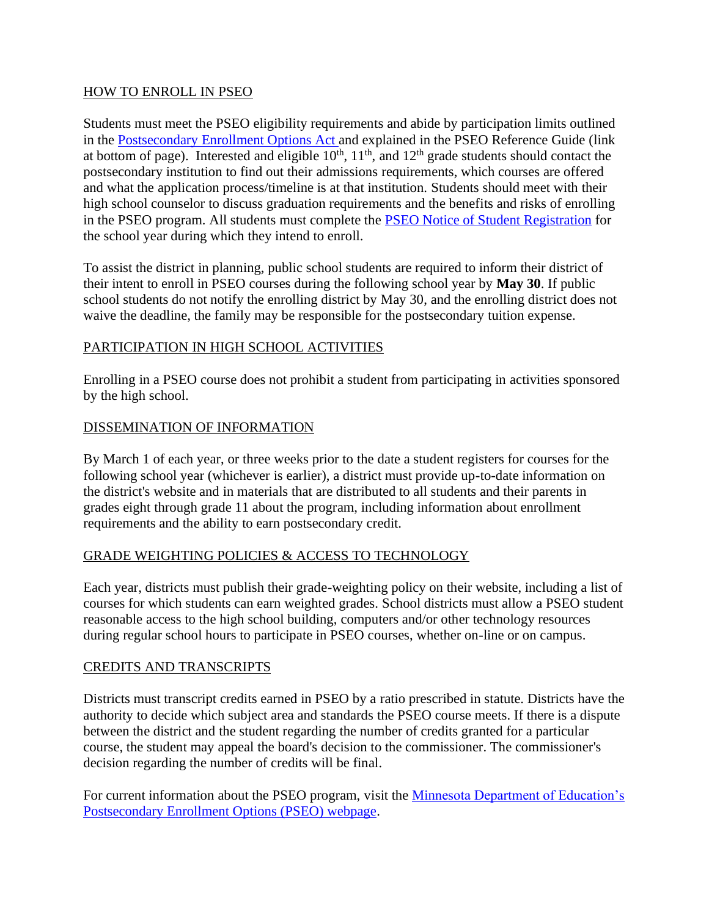## HOW TO ENROLL IN PSEO

Students must meet the PSEO eligibility requirements and abide by participation limits outlined in the [Postsecondary Enrollment Options Act](#) and explained in the PSEO Reference Guide (link at bottom of page). Interested and eligible 10th, 11th, and 12th grade students should contact the postsecondary institution to find out their admissions requirements, which courses are offered and what the application process/timeline is at that institution. Students should meet with their high school counselor to discuss graduation requirements and the benefits and risks of enrolling in the PSEO program. All students must complete the [PSEO Notice of Student Registration](#) for the school year during which they intend to enroll.

To assist the district in planning, public school students are required to inform their district of their intent to enroll in PSEO courses during the following school year by **May 30**. If public school students do not notify the enrolling district by May 30, and the enrolling district does not waive the deadline, the family may be responsible for the postsecondary tuition expense.

## PARTICIPATION IN HIGH SCHOOL ACTIVITIES

Enrolling in a PSEO course does not prohibit a student from participating in activities sponsored by the high school.

## DISSEMINATION OF INFORMATION

By March 1 of each year, or three weeks prior to the date a student registers for courses for the following school year (whichever is earlier), a district must provide up-to-date information on the district's website and in materials that are distributed to all students and their parents in grades eight through grade 11 about the program, including information about enrollment requirements and the ability to earn postsecondary credit.

## GRADE WEIGHTING POLICIES & ACCESS TO TECHNOLOGY

Each year, districts must publish their grade-weighting policy on their website, including a list of courses for which students can earn weighted grades. School districts must allow a PSEO student reasonable access to the high school building, computers and/or other technology resources during regular school hours to participate in PSEO courses, whether on-line or on campus.

## CREDITS AND TRANSCRIPTS

Districts must transcript credits earned in PSEO by a ratio prescribed in statute. Districts have the authority to decide which subject area and standards the PSEO course meets. If there is a dispute between the district and the student regarding the number of credits granted for a particular course, the student may appeal the board's decision to the commissioner. The commissioner's decision regarding the number of credits will be final.

For current information about the PSEO program, visit the [Minnesota Department of Education's Postsecondary Enrollment Options (PSEO) webpage](#).